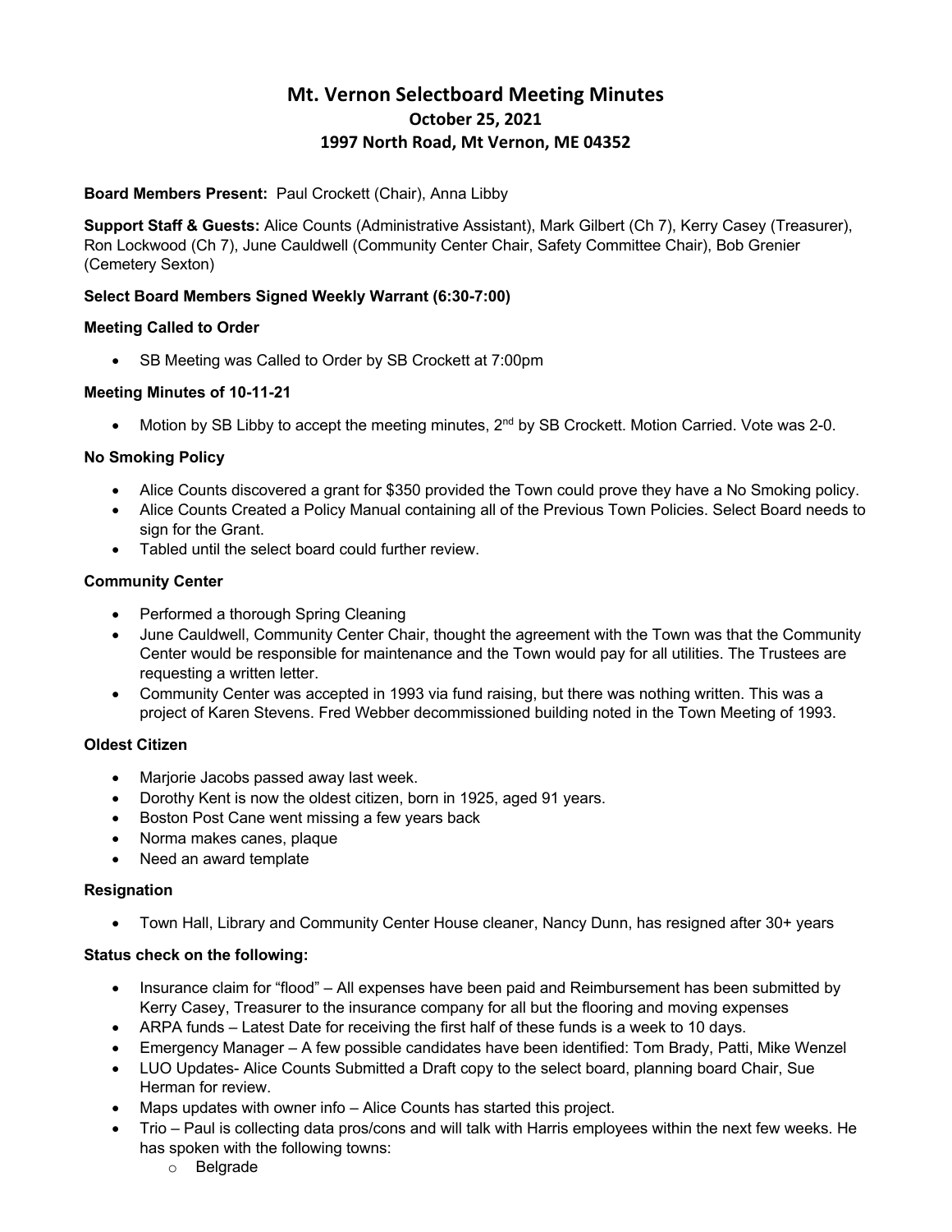# Mt. Vernon Selectboard Meeting Minutes
## October 25, 2021
## 1997 North Road, Mt Vernon, ME 04352

**Board Members Present:** Paul Crockett (Chair), Anna Libby

**Support Staff & Guests:** Alice Counts (Administrative Assistant), Mark Gilbert (Ch 7), Kerry Casey (Treasurer), Ron Lockwood (Ch 7), June Cauldwell (Community Center Chair, Safety Committee Chair), Bob Grenier (Cemetery Sexton)

**Select Board Members Signed Weekly Warrant (6:30-7:00)**

**Meeting Called to Order**

- SB Meeting was Called to Order by SB Crockett at 7:00pm

**Meeting Minutes of 10-11-21**

- Motion by SB Libby to accept the meeting minutes, 2nd by SB Crockett. Motion Carried. Vote was 2-0.

**No Smoking Policy**

- Alice Counts discovered a grant for $350 provided the Town could prove they have a No Smoking policy.
- Alice Counts Created a Policy Manual containing all of the Previous Town Policies. Select Board needs to sign for the Grant.
- Tabled until the select board could further review.

**Community Center**

- Performed a thorough Spring Cleaning
- June Cauldwell, Community Center Chair, thought the agreement with the Town was that the Community Center would be responsible for maintenance and the Town would pay for all utilities. The Trustees are requesting a written letter.
- Community Center was accepted in 1993 via fund raising, but there was nothing written. This was a project of Karen Stevens. Fred Webber decommissioned building noted in the Town Meeting of 1993.

**Oldest Citizen**

- Marjorie Jacobs passed away last week.
- Dorothy Kent is now the oldest citizen, born in 1925, aged 91 years.
- Boston Post Cane went missing a few years back
- Norma makes canes, plaque
- Need an award template

**Resignation**

- Town Hall, Library and Community Center House cleaner, Nancy Dunn, has resigned after 30+ years

**Status check on the following:**

- Insurance claim for "flood" – All expenses have been paid and Reimbursement has been submitted by Kerry Casey, Treasurer to the insurance company for all but the flooring and moving expenses
- ARPA funds – Latest Date for receiving the first half of these funds is a week to 10 days.
- Emergency Manager – A few possible candidates have been identified: Tom Brady, Patti, Mike Wenzel
- LUO Updates- Alice Counts Submitted a Draft copy to the select board, planning board Chair, Sue Herman for review.
- Maps updates with owner info – Alice Counts has started this project.
- Trio – Paul is collecting data pros/cons and will talk with Harris employees within the next few weeks. He has spoken with the following towns:
  - Belgrade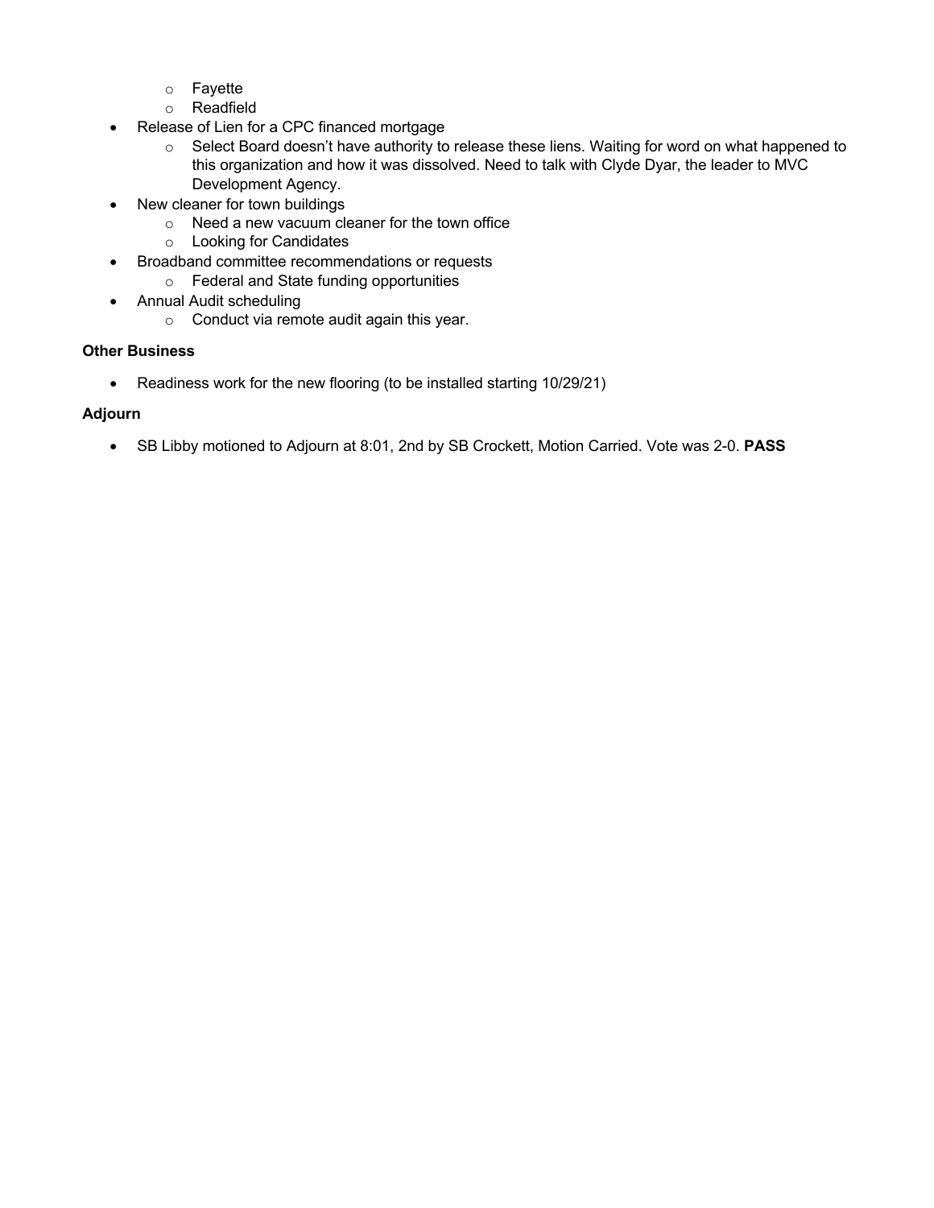- Fayette
  - Readfield
- Release of Lien for a CPC financed mortgage
  - Select Board doesn't have authority to release these liens. Waiting for word on what happened to this organization and how it was dissolved. Need to talk with Clyde Dyar, the leader to MVC Development Agency.
- New cleaner for town buildings
  - Need a new vacuum cleaner for the town office
  - Looking for Candidates
- Broadband committee recommendations or requests
  - Federal and State funding opportunities
- Annual Audit scheduling
  - Conduct via remote audit again this year.

**Other Business**

- Readiness work for the new flooring (to be installed starting 10/29/21)

**Adjourn**

- SB Libby motioned to Adjourn at 8:01, 2nd by SB Crockett, Motion Carried. Vote was 2-0. **PASS**